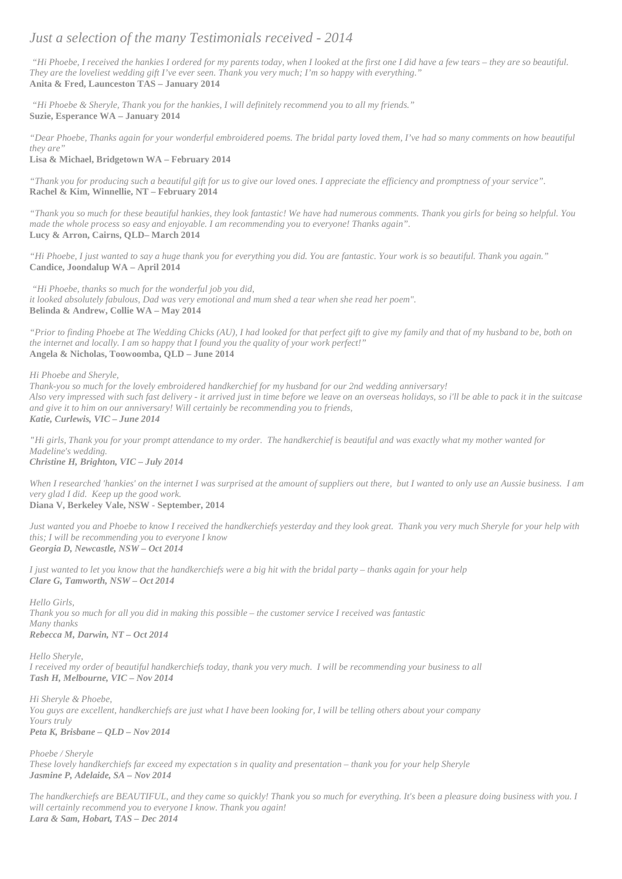# *Just a selection of the many Testimonials received - 2014*

*"Hi Phoebe, I received the hankies I ordered for my parents today, when I looked at the first one I did have a few tears – they are so beautiful. They are the loveliest wedding gift I've ever seen. Thank you very much; I'm so happy with everything."*
**Anita & Fred, Launceston TAS – January 2014**

*"Hi Phoebe & Sheryle, Thank you for the hankies, I will definitely recommend you to all my friends."*
**Suzie, Esperance WA – January 2014**

*"Dear Phoebe, Thanks again for your wonderful embroidered poems. The bridal party loved them, I've had so many comments on how beautiful they are"*
**Lisa & Michael, Bridgetown WA – February 2014**

*"Thank you for producing such a beautiful gift for us to give our loved ones. I appreciate the efficiency and promptness of your service".*
**Rachel & Kim, Winnellie, NT – February 2014**

*"Thank you so much for these beautiful hankies, they look fantastic! We have had numerous comments. Thank you girls for being so helpful. You made the whole process so easy and enjoyable. I am recommending you to everyone! Thanks again".*
**Lucy & Arron, Cairns, QLD– March 2014**

*"Hi Phoebe, I just wanted to say a huge thank you for everything you did. You are fantastic. Your work is so beautiful. Thank you again."*
**Candice, Joondalup WA – April 2014**

*"Hi Phoebe, thanks so much for the wonderful job you did,
it looked absolutely fabulous, Dad was very emotional and mum shed a tear when she read her poem".*
**Belinda & Andrew, Collie WA – May 2014**

*"Prior to finding Phoebe at The Wedding Chicks (AU), I had looked for that perfect gift to give my family and that of my husband to be, both on the internet and locally. I am so happy that I found you the quality of your work perfect!"*
**Angela & Nicholas, Toowoomba, QLD – June 2014**

*Hi Phoebe and Sheryle,
Thank-you so much for the lovely embroidered handkerchief for my husband for our 2nd wedding anniversary!
Also very impressed with such fast delivery - it arrived just in time before we leave on an overseas holidays, so i'll be able to pack it in the suitcase and give it to him on our anniversary! Will certainly be recommending you to friends,*
***Katie, Curlewis, VIC – June 2014***

*"Hi girls, Thank you for your prompt attendance to my order. The handkerchief is beautiful and was exactly what my mother wanted for Madeline's wedding.*
***Christine H, Brighton, VIC – July 2014***

*When I researched 'hankies' on the internet I was surprised at the amount of suppliers out there, but I wanted to only use an Aussie business. I am very glad I did. Keep up the good work.*
**Diana V, Berkeley Vale, NSW - September, 2014**

*Just wanted you and Phoebe to know I received the handkerchiefs yesterday and they look great. Thank you very much Sheryle for your help with this; I will be recommending you to everyone I know*
***Georgia D, Newcastle, NSW – Oct 2014***

*I just wanted to let you know that the handkerchiefs were a big hit with the bridal party – thanks again for your help*
***Clare G, Tamworth, NSW – Oct 2014***

*Hello Girls,
Thank you so much for all you did in making this possible – the customer service I received was fantastic
Many thanks*
***Rebecca M, Darwin, NT – Oct 2014***

*Hello Sheryle,
I received my order of beautiful handkerchiefs today, thank you very much. I will be recommending your business to all*
***Tash H, Melbourne, VIC – Nov 2014***

*Hi Sheryle & Phoebe,
You guys are excellent, handkerchiefs are just what I have been looking for, I will be telling others about your company
Yours truly*
***Peta K, Brisbane – QLD – Nov 2014***

*Phoebe / Sheryle
These lovely handkerchiefs far exceed my expectation s in quality and presentation – thank you for your help Sheryle*
***Jasmine P, Adelaide, SA – Nov 2014***

*The handkerchiefs are BEAUTIFUL, and they came so quickly! Thank you so much for everything. It's been a pleasure doing business with you. I will certainly recommend you to everyone I know. Thank you again!*
***Lara & Sam, Hobart, TAS – Dec 2014***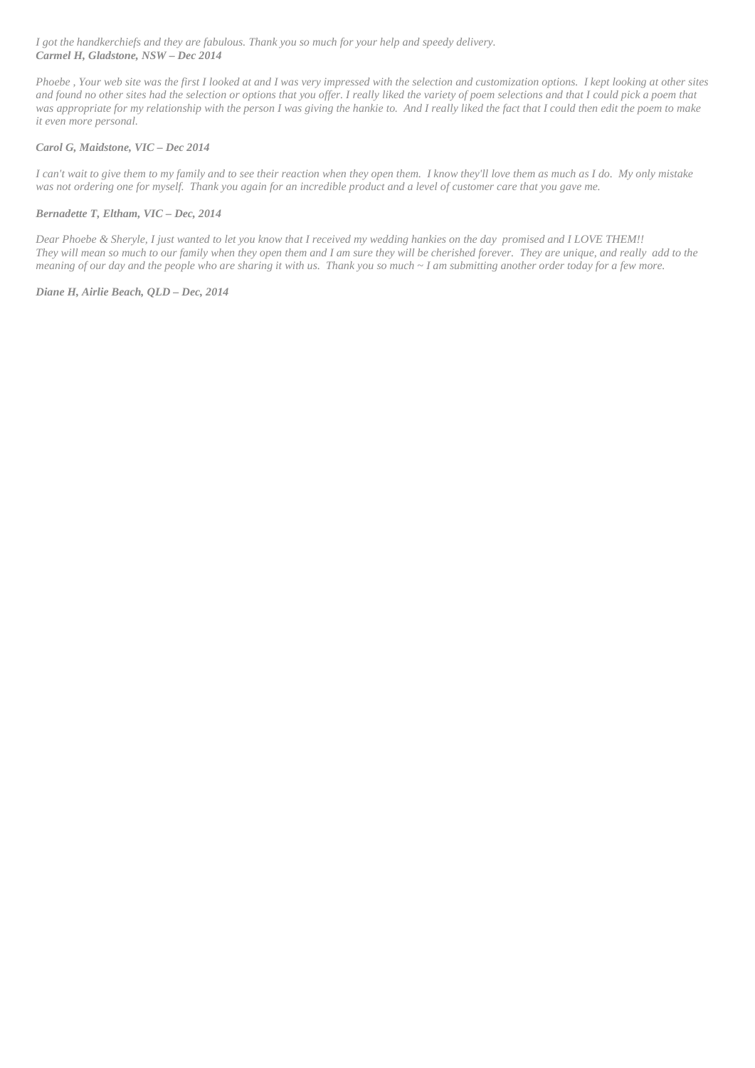*I got the handkerchiefs and they are fabulous. Thank you so much for your help and speedy delivery.*
***Carmel H, Gladstone, NSW – Dec 2014***

*Phoebe , Your web site was the first I looked at and I was very impressed with the selection and customization options. I kept looking at other sites and found no other sites had the selection or options that you offer. I really liked the variety of poem selections and that I could pick a poem that was appropriate for my relationship with the person I was giving the hankie to. And I really liked the fact that I could then edit the poem to make it even more personal.*

***Carol G, Maidstone, VIC – Dec 2014***

*I can't wait to give them to my family and to see their reaction when they open them. I know they'll love them as much as I do. My only mistake was not ordering one for myself. Thank you again for an incredible product and a level of customer care that you gave me.*

***Bernadette T, Eltham, VIC – Dec, 2014***

*Dear Phoebe & Sheryle, I just wanted to let you know that I received my wedding hankies on the day promised and I LOVE THEM!! They will mean so much to our family when they open them and I am sure they will be cherished forever. They are unique, and really add to the meaning of our day and the people who are sharing it with us. Thank you so much ~ I am submitting another order today for a few more.*

***Diane H, Airlie Beach, QLD – Dec, 2014***